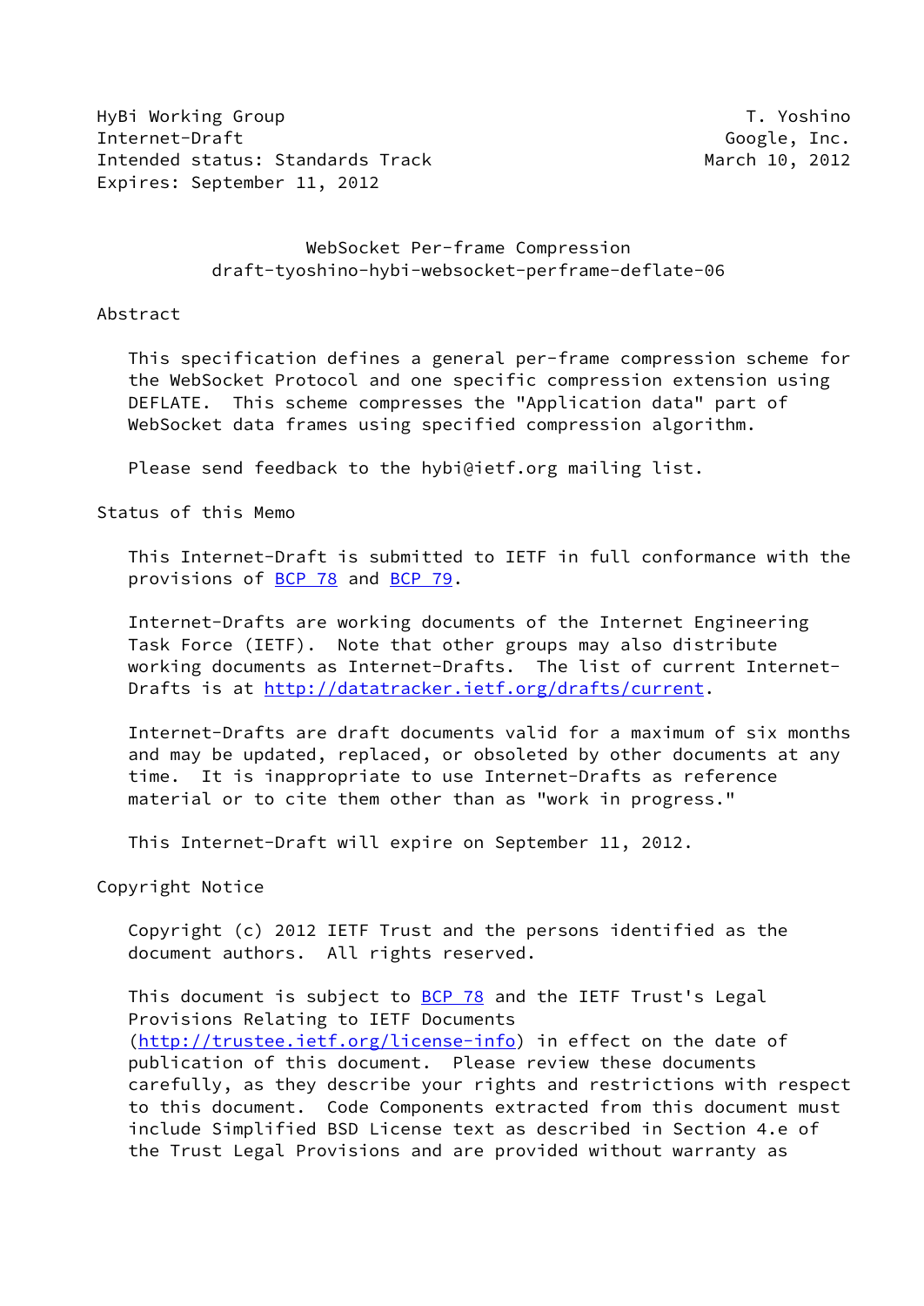HyBi Working Group T. Yoshino
Internet-Draft Google, Inc.
Intended status: Standards Track March 10, 2012
Expires: September 11, 2012

# WebSocket Per-frame Compression
## draft-tyoshino-hybi-websocket-perframe-deflate-06

## Abstract

This specification defines a general per-frame compression scheme for the WebSocket Protocol and one specific compression extension using DEFLATE. This scheme compresses the "Application data" part of WebSocket data frames using specified compression algorithm.

Please send feedback to the hybi@ietf.org mailing list.

## Status of this Memo

This Internet-Draft is submitted to IETF in full conformance with the provisions of BCP 78 and BCP 79.

Internet-Drafts are working documents of the Internet Engineering Task Force (IETF). Note that other groups may also distribute working documents as Internet-Drafts. The list of current Internet-Drafts is at http://datatracker.ietf.org/drafts/current.

Internet-Drafts are draft documents valid for a maximum of six months and may be updated, replaced, or obsoleted by other documents at any time. It is inappropriate to use Internet-Drafts as reference material or to cite them other than as "work in progress."

This Internet-Draft will expire on September 11, 2012.

## Copyright Notice

Copyright (c) 2012 IETF Trust and the persons identified as the document authors. All rights reserved.

This document is subject to BCP 78 and the IETF Trust's Legal Provisions Relating to IETF Documents (http://trustee.ietf.org/license-info) in effect on the date of publication of this document. Please review these documents carefully, as they describe your rights and restrictions with respect to this document. Code Components extracted from this document must include Simplified BSD License text as described in Section 4.e of the Trust Legal Provisions and are provided without warranty as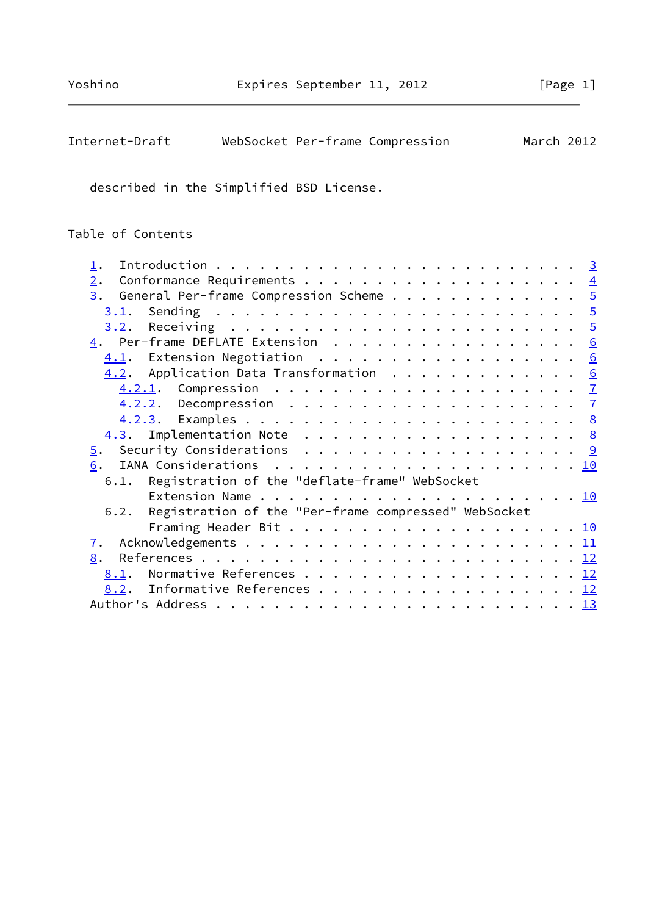described in the Simplified BSD License.

## Table of Contents

1. Introduction . . . . . . . . . . . . . . . . . . . . . . . . . 3
2. Conformance Requirements . . . . . . . . . . . . . . . . . . . 4
3. General Per-frame Compression Scheme . . . . . . . . . . . . . 5
   3.1. Sending . . . . . . . . . . . . . . . . . . . . . . . . . 5
   3.2. Receiving . . . . . . . . . . . . . . . . . . . . . . . . 5
4. Per-frame DEFLATE Extension . . . . . . . . . . . . . . . . . 6
   4.1. Extension Negotiation . . . . . . . . . . . . . . . . . . 6
   4.2. Application Data Transformation . . . . . . . . . . . . . 6
      4.2.1. Compression . . . . . . . . . . . . . . . . . . . . . 7
      4.2.2. Decompression . . . . . . . . . . . . . . . . . . . . 7
      4.2.3. Examples . . . . . . . . . . . . . . . . . . . . . . 8
   4.3. Implementation Note . . . . . . . . . . . . . . . . . . . 8
5. Security Considerations . . . . . . . . . . . . . . . . . . . 9
6. IANA Considerations . . . . . . . . . . . . . . . . . . . . . 10
   6.1. Registration of the "deflate-frame" WebSocket Extension Name . . . . . . . . . . . . . . . . . . . . . . 10
   6.2. Registration of the "Per-frame compressed" WebSocket Framing Header Bit . . . . . . . . . . . . . . . . . . . 10
7. Acknowledgements . . . . . . . . . . . . . . . . . . . . . . . 11
8. References . . . . . . . . . . . . . . . . . . . . . . . . . . 12
   8.1. Normative References . . . . . . . . . . . . . . . . . . . 12
   8.2. Informative References . . . . . . . . . . . . . . . . . . 12

Author's Address . . . . . . . . . . . . . . . . . . . . . . . . 13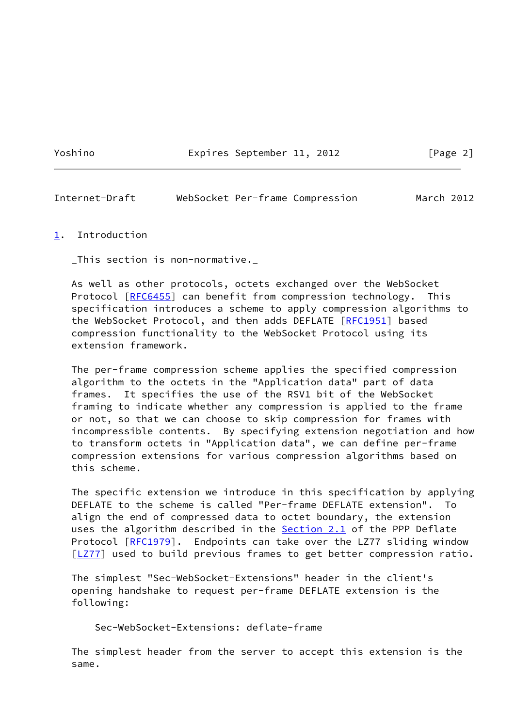## 1. Introduction

_This section is non-normative._

As well as other protocols, octets exchanged over the WebSocket Protocol [RFC6455] can benefit from compression technology. This specification introduces a scheme to apply compression algorithms to the WebSocket Protocol, and then adds DEFLATE [RFC1951] based compression functionality to the WebSocket Protocol using its extension framework.

The per-frame compression scheme applies the specified compression algorithm to the octets in the "Application data" part of data frames. It specifies the use of the RSV1 bit of the WebSocket framing to indicate whether any compression is applied to the frame or not, so that we can choose to skip compression for frames with incompressible contents. By specifying extension negotiation and how to transform octets in "Application data", we can define per-frame compression extensions for various compression algorithms based on this scheme.

The specific extension we introduce in this specification by applying DEFLATE to the scheme is called "Per-frame DEFLATE extension". To align the end of compressed data to octet boundary, the extension uses the algorithm described in the Section 2.1 of the PPP Deflate Protocol [RFC1979]. Endpoints can take over the LZ77 sliding window [LZ77] used to build previous frames to get better compression ratio.

The simplest "Sec-WebSocket-Extensions" header in the client's opening handshake to request per-frame DEFLATE extension is the following:

```
Sec-WebSocket-Extensions: deflate-frame
```

The simplest header from the server to accept this extension is the same.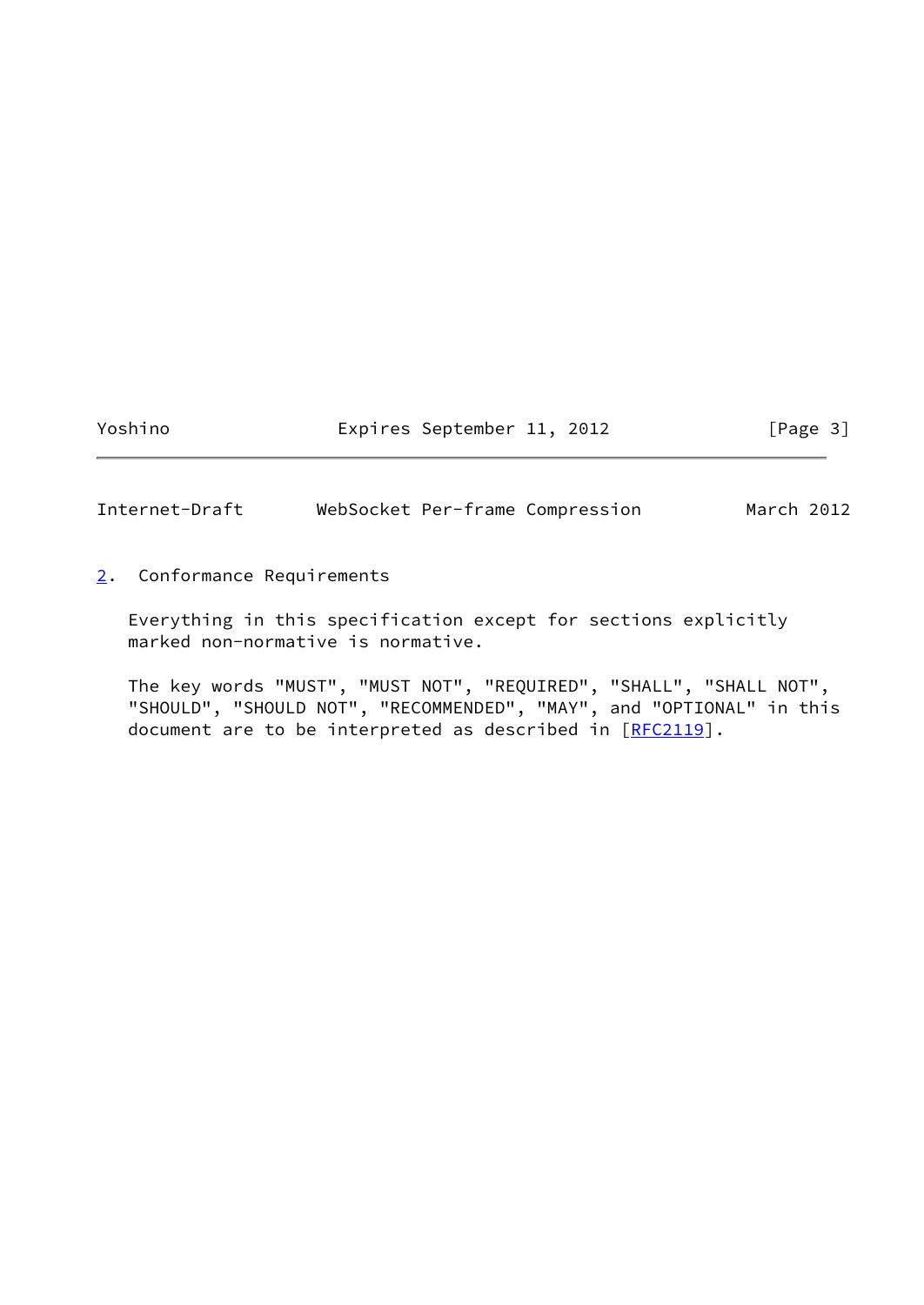## 2. Conformance Requirements

Everything in this specification except for sections explicitly marked non-normative is normative.

The key words "MUST", "MUST NOT", "REQUIRED", "SHALL", "SHALL NOT", "SHOULD", "SHOULD NOT", "RECOMMENDED", "MAY", and "OPTIONAL" in this document are to be interpreted as described in [RFC2119].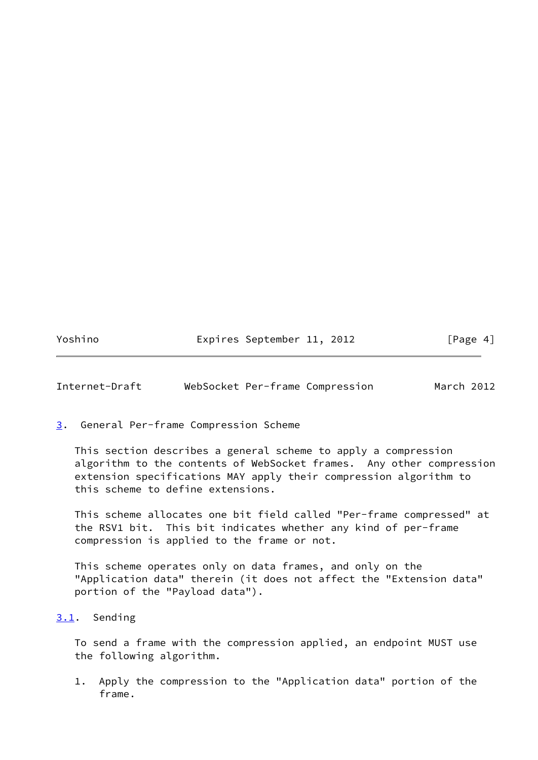## 3. General Per-frame Compression Scheme

This section describes a general scheme to apply a compression algorithm to the contents of WebSocket frames. Any other compression extension specifications MAY apply their compression algorithm to this scheme to define extensions.

This scheme allocates one bit field called "Per-frame compressed" at the RSV1 bit. This bit indicates whether any kind of per-frame compression is applied to the frame or not.

This scheme operates only on data frames, and only on the "Application data" therein (it does not affect the "Extension data" portion of the "Payload data").

### 3.1. Sending

To send a frame with the compression applied, an endpoint MUST use the following algorithm.

1. Apply the compression to the "Application data" portion of the frame.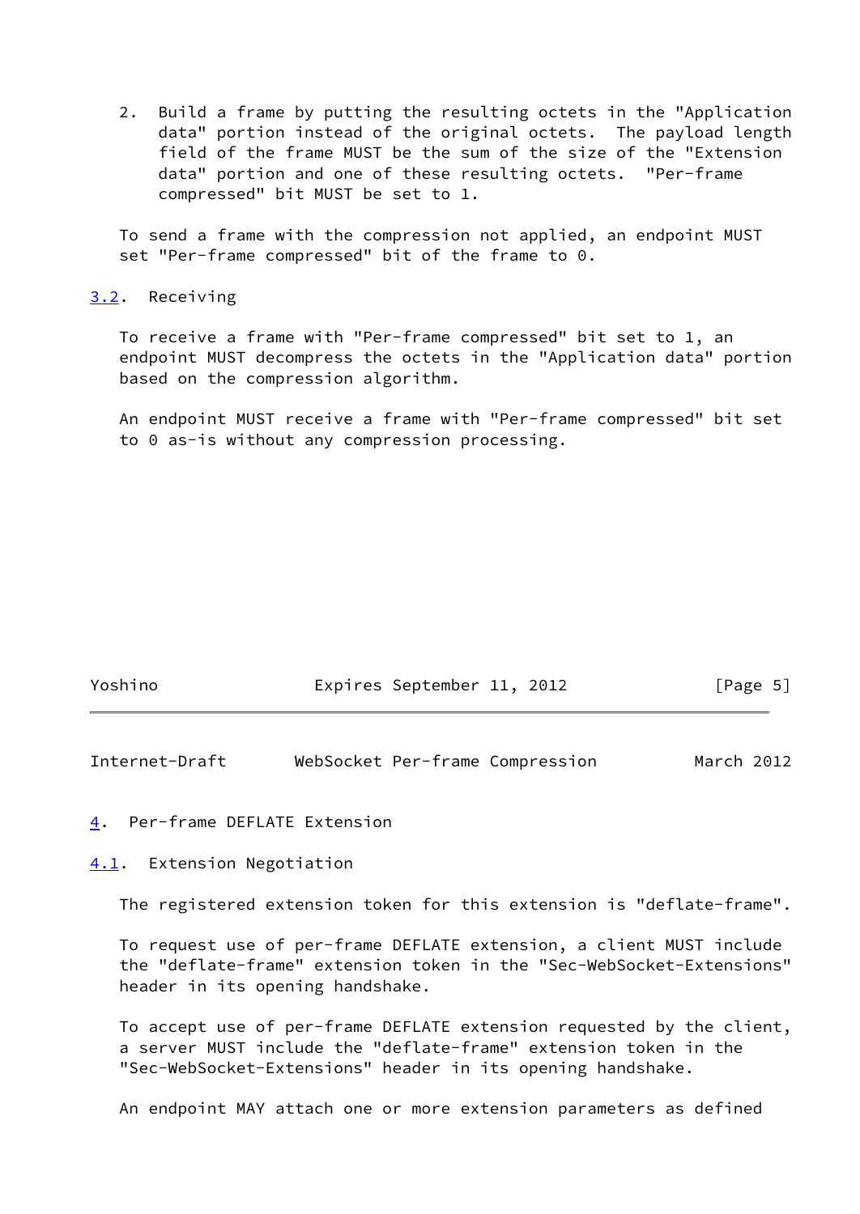2. Build a frame by putting the resulting octets in the "Application data" portion instead of the original octets. The payload length field of the frame MUST be the sum of the size of the "Extension data" portion and one of these resulting octets. "Per-frame compressed" bit MUST be set to 1.

To send a frame with the compression not applied, an endpoint MUST set "Per-frame compressed" bit of the frame to 0.

### 3.2. Receiving

To receive a frame with "Per-frame compressed" bit set to 1, an endpoint MUST decompress the octets in the "Application data" portion based on the compression algorithm.

An endpoint MUST receive a frame with "Per-frame compressed" bit set to 0 as-is without any compression processing.

## 4. Per-frame DEFLATE Extension

### 4.1. Extension Negotiation

The registered extension token for this extension is "deflate-frame".

To request use of per-frame DEFLATE extension, a client MUST include the "deflate-frame" extension token in the "Sec-WebSocket-Extensions" header in its opening handshake.

To accept use of per-frame DEFLATE extension requested by the client, a server MUST include the "deflate-frame" extension token in the "Sec-WebSocket-Extensions" header in its opening handshake.

An endpoint MAY attach one or more extension parameters as defined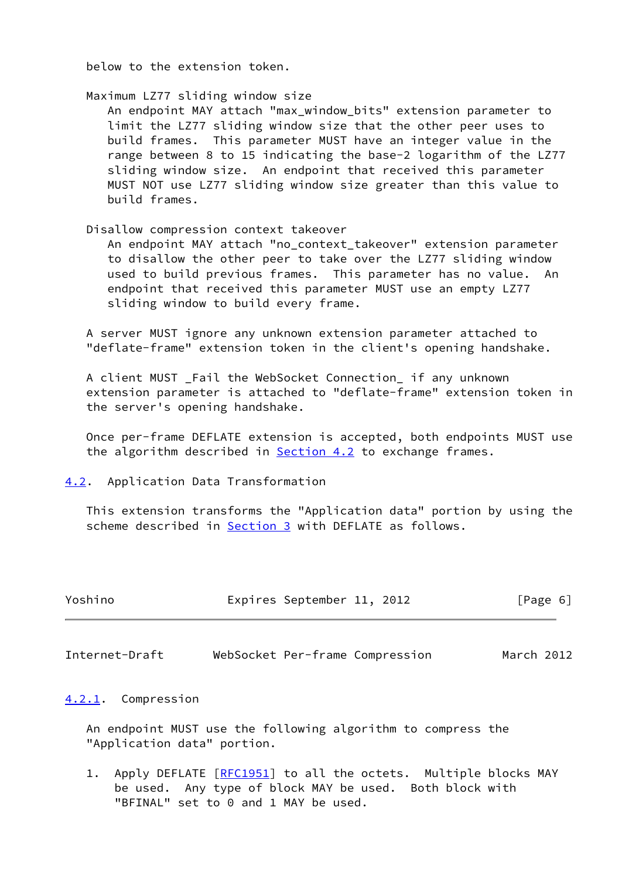below to the extension token.

Maximum LZ77 sliding window size

An endpoint MAY attach "max_window_bits" extension parameter to limit the LZ77 sliding window size that the other peer uses to build frames. This parameter MUST have an integer value in the range between 8 to 15 indicating the base-2 logarithm of the LZ77 sliding window size. An endpoint that received this parameter MUST NOT use LZ77 sliding window size greater than this value to build frames.

Disallow compression context takeover

An endpoint MAY attach "no_context_takeover" extension parameter to disallow the other peer to take over the LZ77 sliding window used to build previous frames. This parameter has no value. An endpoint that received this parameter MUST use an empty LZ77 sliding window to build every frame.

A server MUST ignore any unknown extension parameter attached to "deflate-frame" extension token in the client's opening handshake.

A client MUST _Fail the WebSocket Connection_ if any unknown extension parameter is attached to "deflate-frame" extension token in the server's opening handshake.

Once per-frame DEFLATE extension is accepted, both endpoints MUST use the algorithm described in Section 4.2 to exchange frames.

### 4.2. Application Data Transformation

This extension transforms the "Application data" portion by using the scheme described in Section 3 with DEFLATE as follows.

#### 4.2.1. Compression

An endpoint MUST use the following algorithm to compress the "Application data" portion.

1. Apply DEFLATE [RFC1951] to all the octets. Multiple blocks MAY be used. Any type of block MAY be used. Both block with "BFINAL" set to 0 and 1 MAY be used.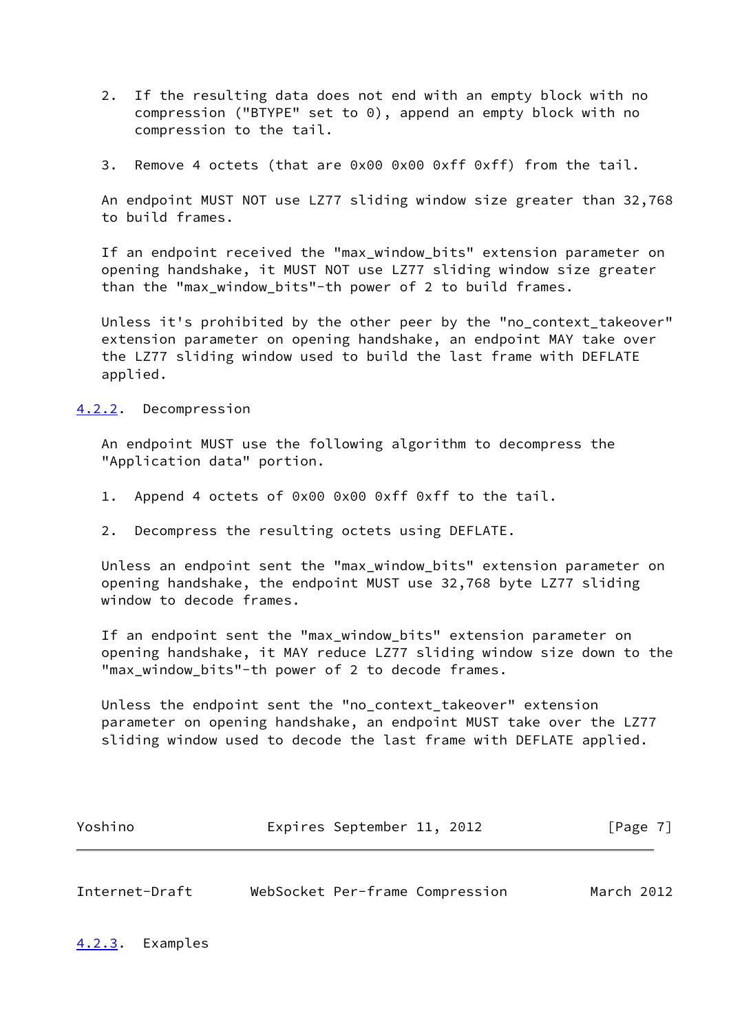2. If the resulting data does not end with an empty block with no compression ("BTYPE" set to 0), append an empty block with no compression to the tail.

3. Remove 4 octets (that are 0x00 0x00 0xff 0xff) from the tail.

An endpoint MUST NOT use LZ77 sliding window size greater than 32,768 to build frames.

If an endpoint received the "max_window_bits" extension parameter on opening handshake, it MUST NOT use LZ77 sliding window size greater than the "max_window_bits"-th power of 2 to build frames.

Unless it's prohibited by the other peer by the "no_context_takeover" extension parameter on opening handshake, an endpoint MAY take over the LZ77 sliding window used to build the last frame with DEFLATE applied.

### 4.2.2. Decompression

An endpoint MUST use the following algorithm to decompress the "Application data" portion.

1. Append 4 octets of 0x00 0x00 0xff 0xff to the tail.

2. Decompress the resulting octets using DEFLATE.

Unless an endpoint sent the "max_window_bits" extension parameter on opening handshake, the endpoint MUST use 32,768 byte LZ77 sliding window to decode frames.

If an endpoint sent the "max_window_bits" extension parameter on opening handshake, it MAY reduce LZ77 sliding window size down to the "max_window_bits"-th power of 2 to decode frames.

Unless the endpoint sent the "no_context_takeover" extension parameter on opening handshake, an endpoint MUST take over the LZ77 sliding window used to decode the last frame with DEFLATE applied.

### 4.2.3. Examples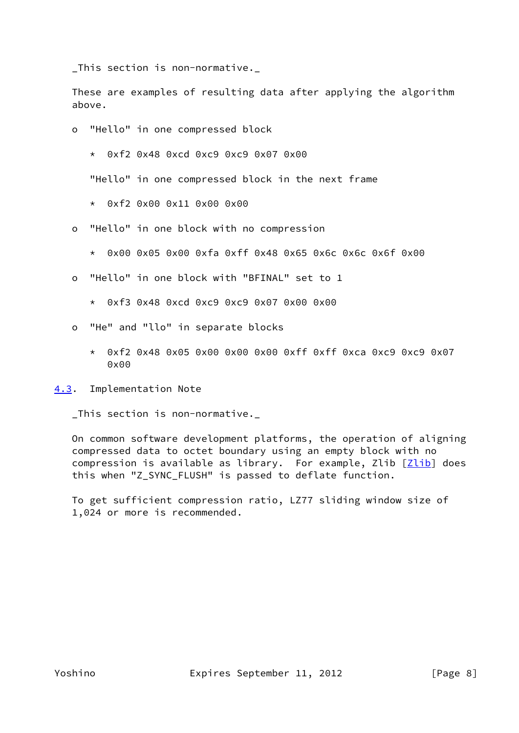_This section is non-normative._

These are examples of resulting data after applying the algorithm above.

- "Hello" in one compressed block

  * 0xf2 0x48 0xcd 0xc9 0xc9 0x07 0x00

  "Hello" in one compressed block in the next frame

  * 0xf2 0x00 0x11 0x00 0x00

- "Hello" in one block with no compression

  * 0x00 0x05 0x00 0xfa 0xff 0x48 0x65 0x6c 0x6c 0x6f 0x00

- "Hello" in one block with "BFINAL" set to 1

  * 0xf3 0x48 0xcd 0xc9 0xc9 0x07 0x00 0x00

- "He" and "llo" in separate blocks

  * 0xf2 0x48 0x05 0x00 0x00 0x00 0xff 0xff 0xca 0xc9 0xc9 0x07 0x00

### 4.3. Implementation Note

_This section is non-normative._

On common software development platforms, the operation of aligning compressed data to octet boundary using an empty block with no compression is available as library. For example, Zlib [Zlib] does this when "Z_SYNC_FLUSH" is passed to deflate function.

To get sufficient compression ratio, LZ77 sliding window size of 1,024 or more is recommended.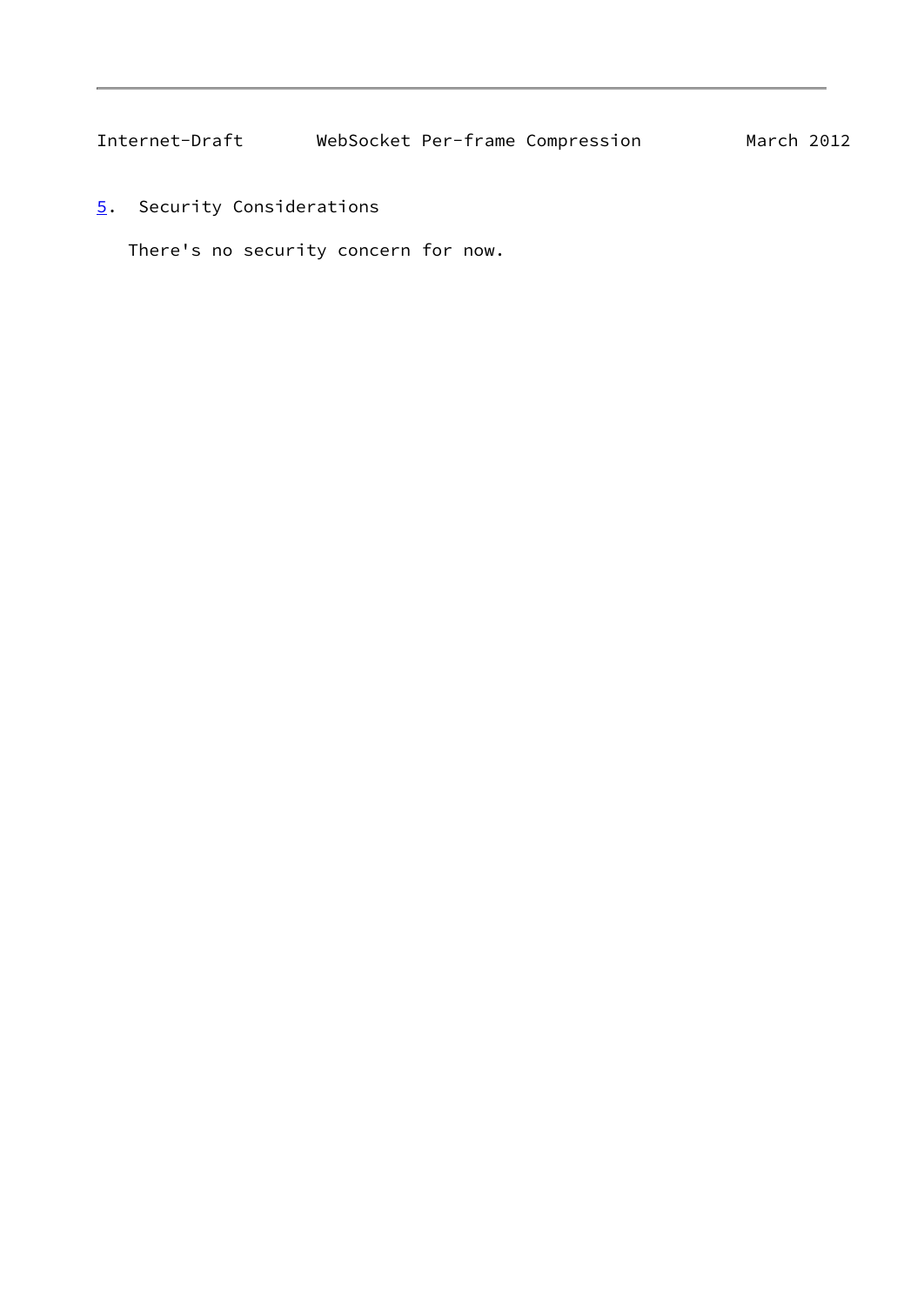## 5. Security Considerations

There's no security concern for now.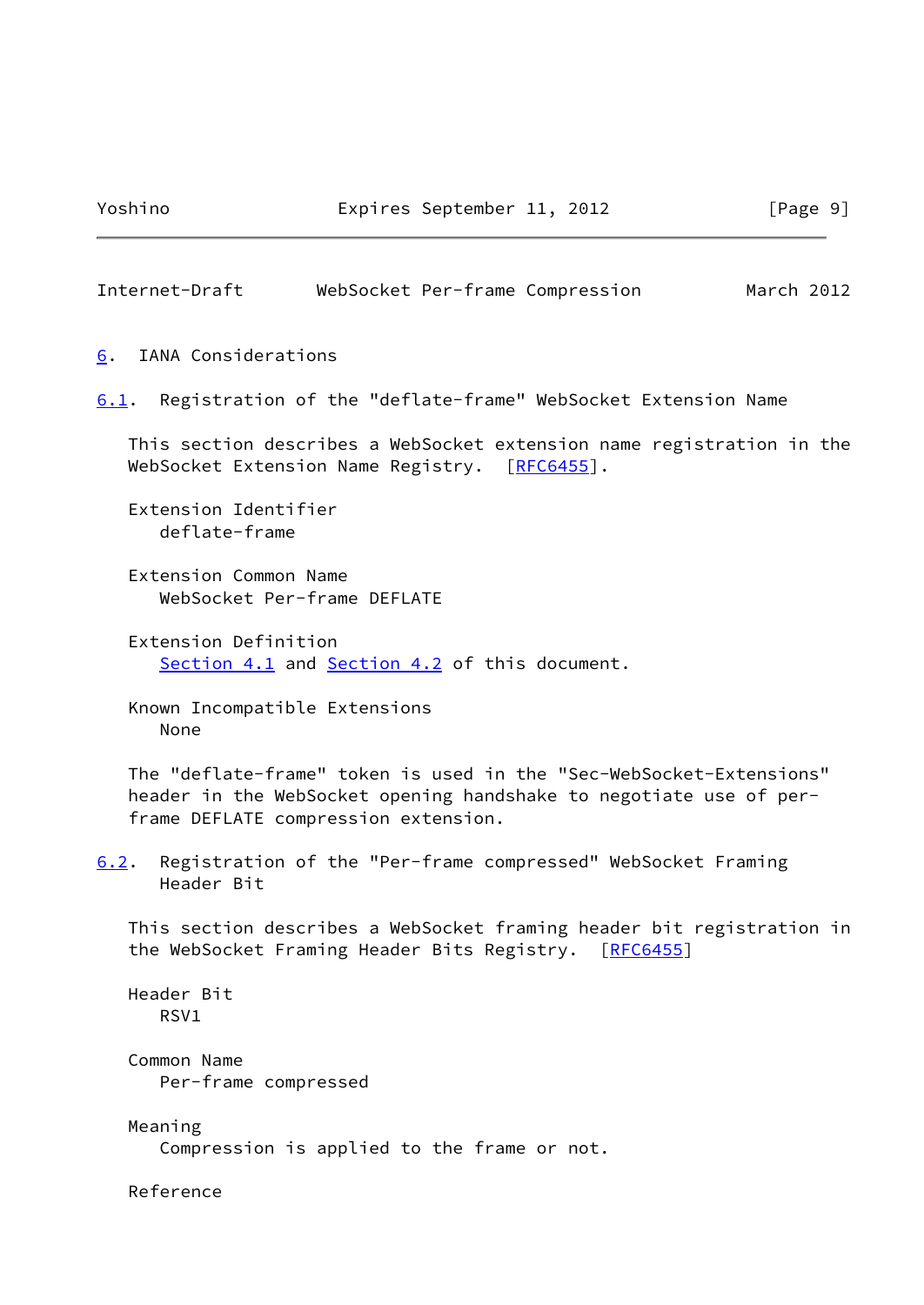## 6. IANA Considerations

### 6.1. Registration of the "deflate-frame" WebSocket Extension Name

This section describes a WebSocket extension name registration in the WebSocket Extension Name Registry. [RFC6455].

Extension Identifier
  deflate-frame

Extension Common Name
  WebSocket Per-frame DEFLATE

Extension Definition
  Section 4.1 and Section 4.2 of this document.

Known Incompatible Extensions
  None

The "deflate-frame" token is used in the "Sec-WebSocket-Extensions" header in the WebSocket opening handshake to negotiate use of per-frame DEFLATE compression extension.

### 6.2. Registration of the "Per-frame compressed" WebSocket Framing Header Bit

This section describes a WebSocket framing header bit registration in the WebSocket Framing Header Bits Registry. [RFC6455]

Header Bit
  RSV1

Common Name
  Per-frame compressed

Meaning
  Compression is applied to the frame or not.

Reference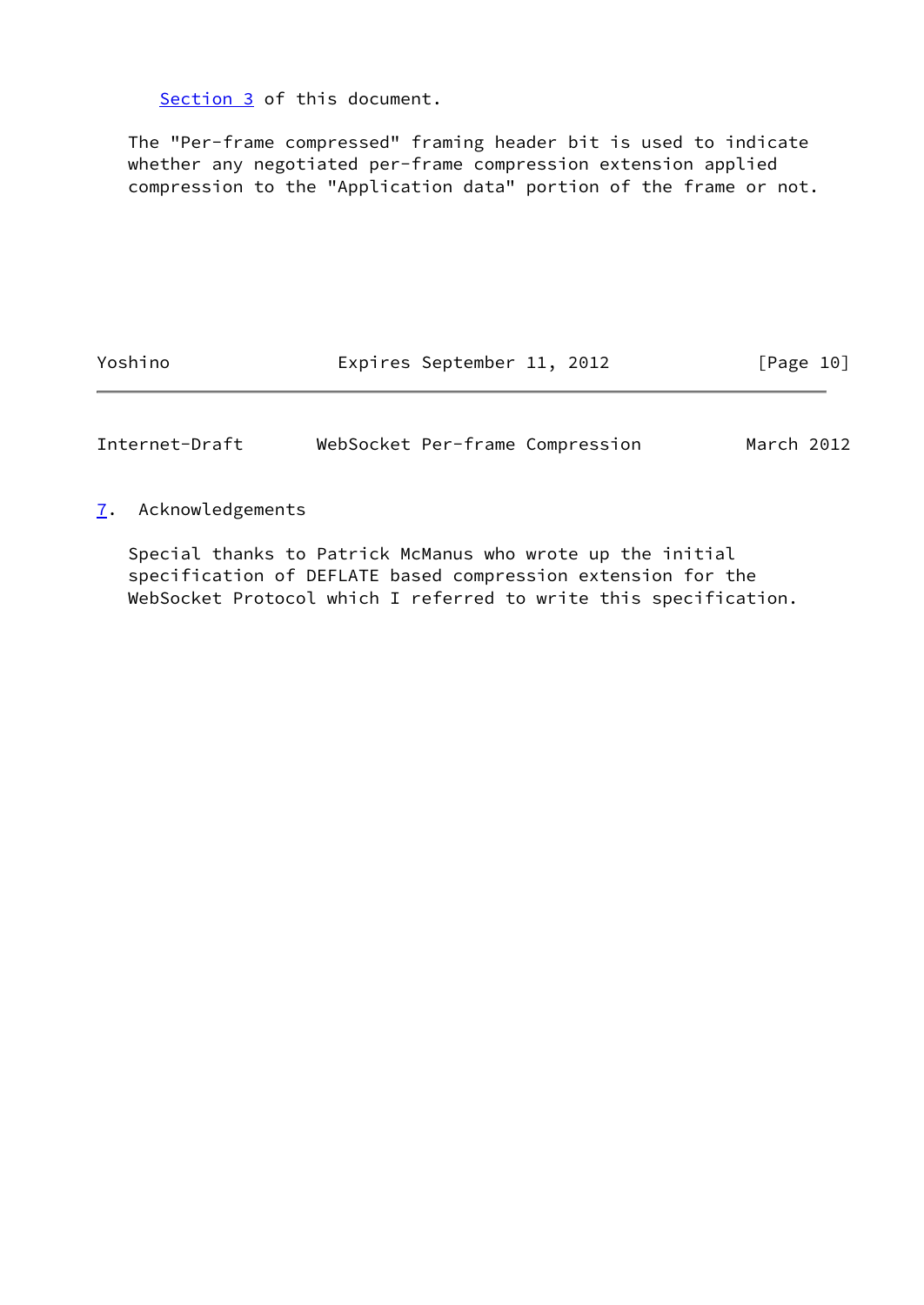Section 3 of this document.

The "Per-frame compressed" framing header bit is used to indicate whether any negotiated per-frame compression extension applied compression to the "Application data" portion of the frame or not.

## 7. Acknowledgements

Special thanks to Patrick McManus who wrote up the initial specification of DEFLATE based compression extension for the WebSocket Protocol which I referred to write this specification.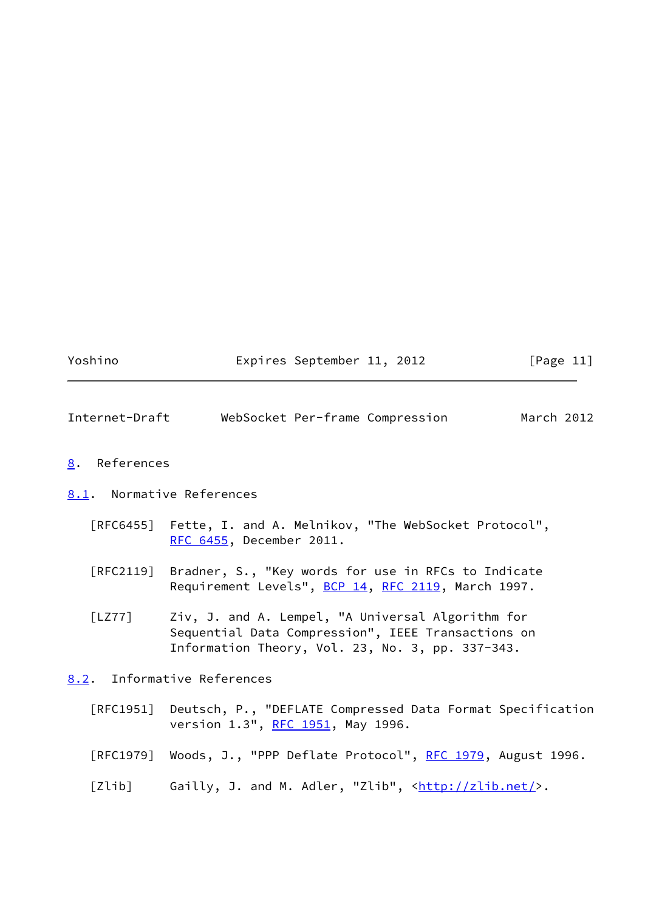# 8. References

## 8.1. Normative References

[RFC6455] Fette, I. and A. Melnikov, "The WebSocket Protocol", RFC 6455, December 2011.

[RFC2119] Bradner, S., "Key words for use in RFCs to Indicate Requirement Levels", BCP 14, RFC 2119, March 1997.

[LZ77] Ziv, J. and A. Lempel, "A Universal Algorithm for Sequential Data Compression", IEEE Transactions on Information Theory, Vol. 23, No. 3, pp. 337-343.

## 8.2. Informative References

[RFC1951] Deutsch, P., "DEFLATE Compressed Data Format Specification version 1.3", RFC 1951, May 1996.

[RFC1979] Woods, J., "PPP Deflate Protocol", RFC 1979, August 1996.

[Zlib] Gailly, J. and M. Adler, "Zlib", <http://zlib.net/>.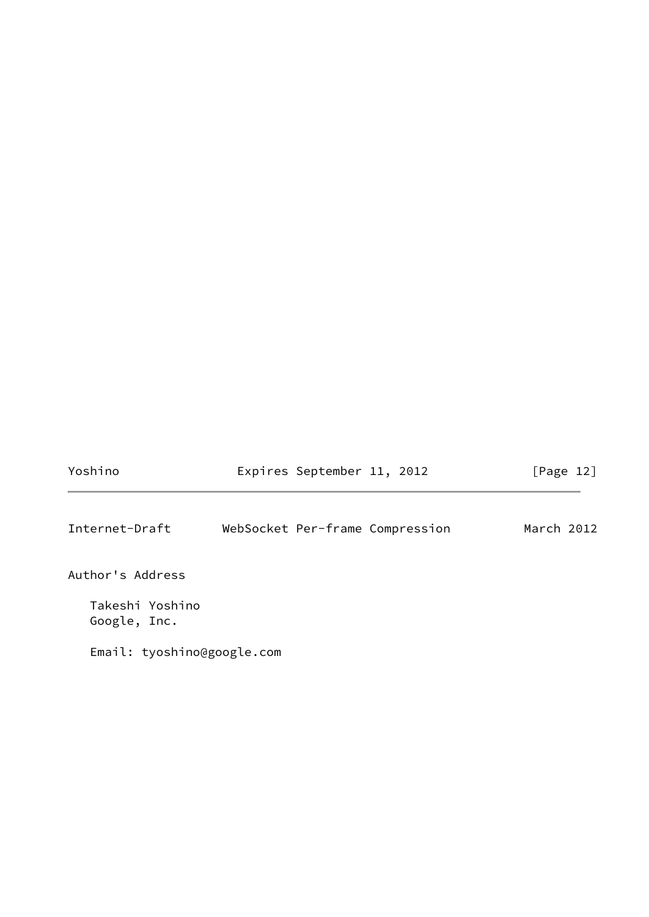# Author's Address

Takeshi Yoshino
Google, Inc.

Email: tyoshino@google.com